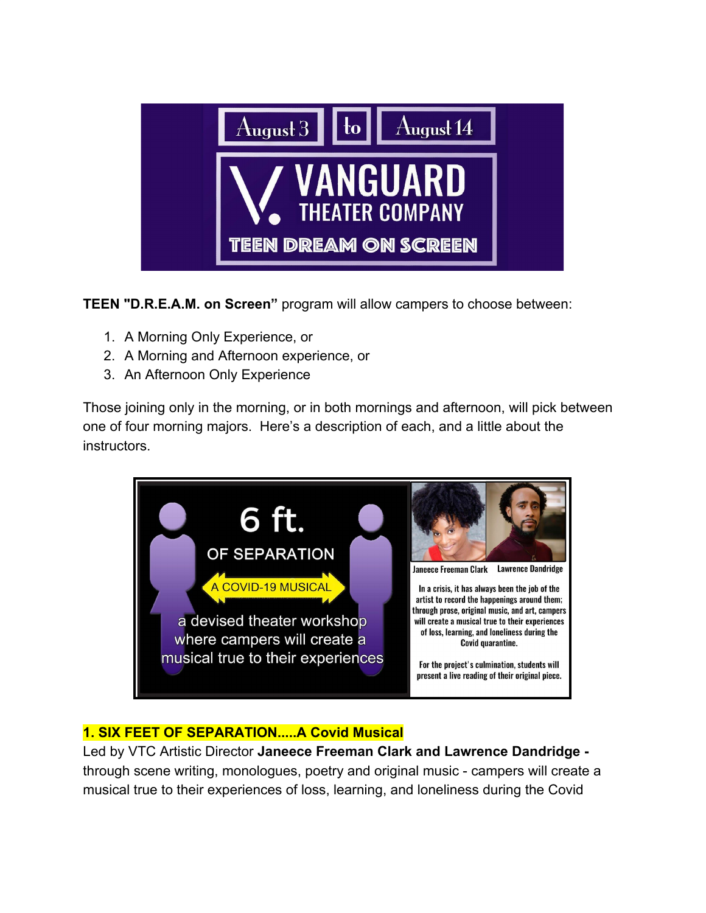August 3 to August 14

VANGUARD THEATER COMPANY

TEEN DREAM ON SCREEN

**TEEN "D.R.E.A.M. on Screen"** program will allow campers to choose between:

1. A Morning Only Experience, or
2. A Morning and Afternoon experience, or
3. An Afternoon Only Experience

Those joining only in the morning, or in both mornings and afternoon, will pick between one of four morning majors. Here's a description of each, and a little about the instructors.

6 ft. OF SEPARATION

A COVID-19 MUSICAL

a devised theater workshop where campers will create a musical true to their experiences

Janeece Freeman Clark    Lawrence Dandridge

In a crisis, it has always been the job of the artist to record the happenings around them; through prose, original music, and art, campers will create a musical true to their experiences of loss, learning, and loneliness during the Covid quarantine.

For the project's culmination, students will present a live reading of their original piece.

**1. SIX FEET OF SEPARATION.....A Covid Musical**

Led by VTC Artistic Director **Janeece Freeman Clark and Lawrence Dandridge -** through scene writing, monologues, poetry and original music - campers will create a musical true to their experiences of loss, learning, and loneliness during the Covid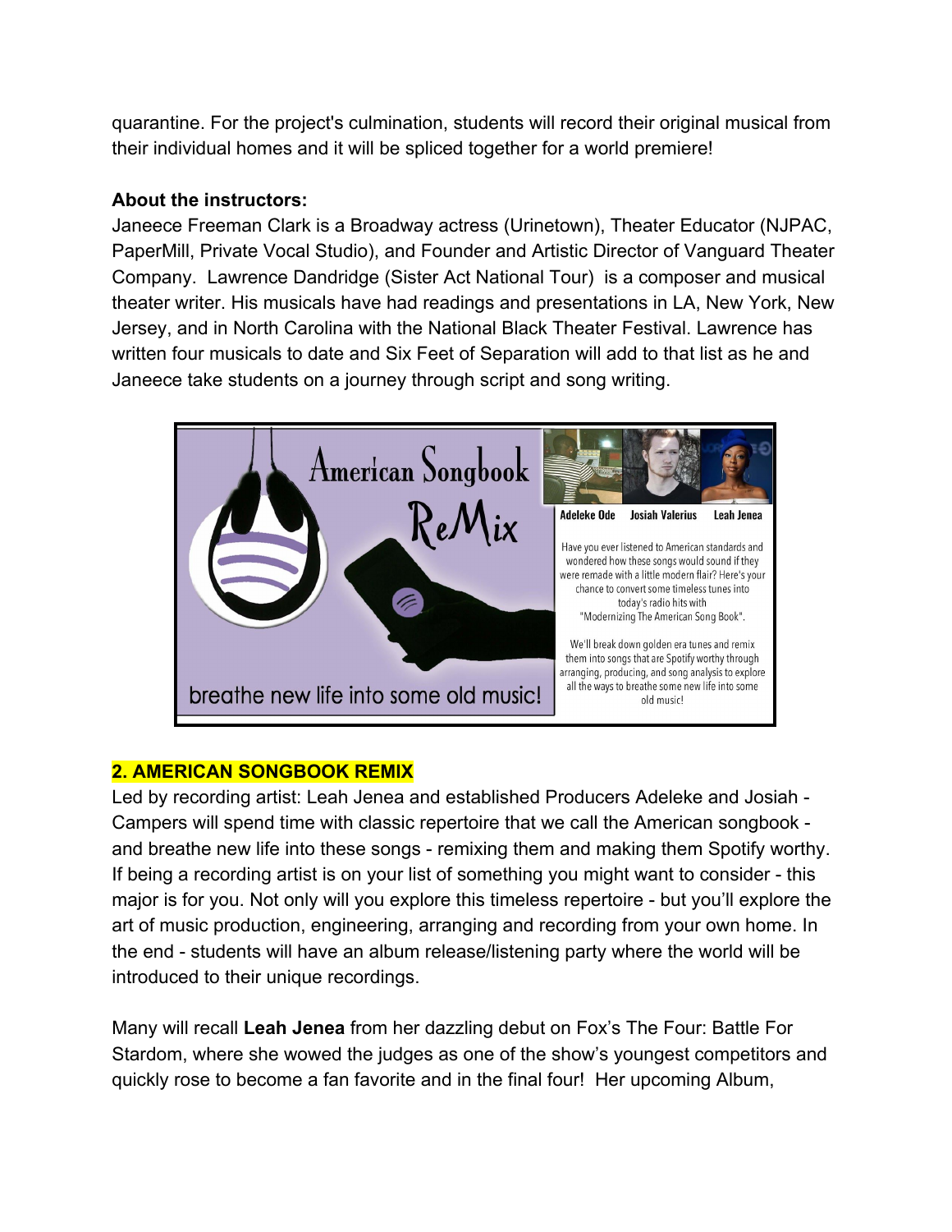quarantine. For the project's culmination, students will record their original musical from their individual homes and it will be spliced together for a world premiere!

**About the instructors:**
Janeece Freeman Clark is a Broadway actress (Urinetown), Theater Educator (NJPAC, PaperMill, Private Vocal Studio), and Founder and Artistic Director of Vanguard Theater Company. Lawrence Dandridge (Sister Act National Tour) is a composer and musical theater writer. His musicals have had readings and presentations in LA, New York, New Jersey, and in North Carolina with the National Black Theater Festival. Lawrence has written four musicals to date and Six Feet of Separation will add to that list as he and Janeece take students on a journey through script and song writing.

American Songbook ReMix

breathe new life into some old music!

Adeleke Ode | Josiah Valerius | Leah Jenea

Have you ever listened to American standards and wondered how these songs would sound if they were remade with a little modern flair? Here's your chance to convert some timeless tunes into today's radio hits with "Modernizing The American Song Book".

We'll break down golden era tunes and remix them into songs that are Spotify worthy through arranging, producing, and song analysis to explore all the ways to breathe some new life into some old music!

## 2. AMERICAN SONGBOOK REMIX

Led by recording artist: Leah Jenea and established Producers Adeleke and Josiah - Campers will spend time with classic repertoire that we call the American songbook - and breathe new life into these songs - remixing them and making them Spotify worthy. If being a recording artist is on your list of something you might want to consider - this major is for you. Not only will you explore this timeless repertoire - but you'll explore the art of music production, engineering, arranging and recording from your own home. In the end - students will have an album release/listening party where the world will be introduced to their unique recordings.

Many will recall **Leah Jenea** from her dazzling debut on Fox's The Four: Battle For Stardom, where she wowed the judges as one of the show's youngest competitors and quickly rose to become a fan favorite and in the final four! Her upcoming Album,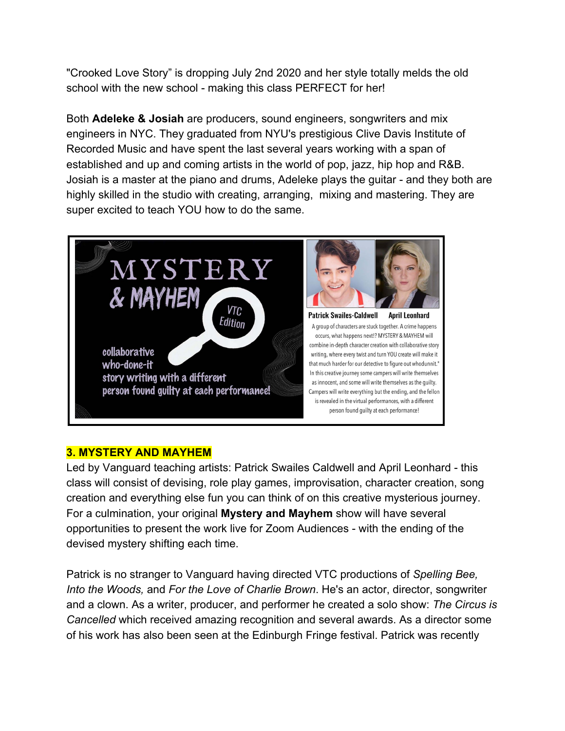"Crooked Love Story" is dropping July 2nd 2020 and her style totally melds the old school with the new school - making this class PERFECT for her!

Both **Adeleke & Josiah** are producers, sound engineers, songwriters and mix engineers in NYC. They graduated from NYU's prestigious Clive Davis Institute of Recorded Music and have spent the last several years working with a span of established and up and coming artists in the world of pop, jazz, hip hop and R&B. Josiah is a master at the piano and drums, Adeleke plays the guitar - and they both are highly skilled in the studio with creating, arranging, mixing and mastering. They are super excited to teach YOU how to do the same.

MYSTERY & MAYHEM VTC Edition

collaborative who-done-it story writing with a different person found guilty at each performance!

Patrick Swailes-Caldwell April Leonhard

A group of characters are stuck together. A crime happens occurs, what happens next!? MYSTERY & MAYHEM will combine in-depth character creation with collaborative story writing, where every twist and turn YOU create will make it that much harder for our detective to figure out whodunnit." In this creative journey some campers will write themselves as innocent, and some will write themselves as the guilty. Campers will write everything but the ending, and the fellon is revealed in the virtual performances, with a different person found guilty at each performance!

## 3. MYSTERY AND MAYHEM

Led by Vanguard teaching artists: Patrick Swailes Caldwell and April Leonhard - this class will consist of devising, role play games, improvisation, character creation, song creation and everything else fun you can think of on this creative mysterious journey. For a culmination, your original **Mystery and Mayhem** show will have several opportunities to present the work live for Zoom Audiences - with the ending of the devised mystery shifting each time.

Patrick is no stranger to Vanguard having directed VTC productions of *Spelling Bee, Into the Woods,* and *For the Love of Charlie Brown*. He's an actor, director, songwriter and a clown. As a writer, producer, and performer he created a solo show: *The Circus is Cancelled* which received amazing recognition and several awards. As a director some of his work has also been seen at the Edinburgh Fringe festival. Patrick was recently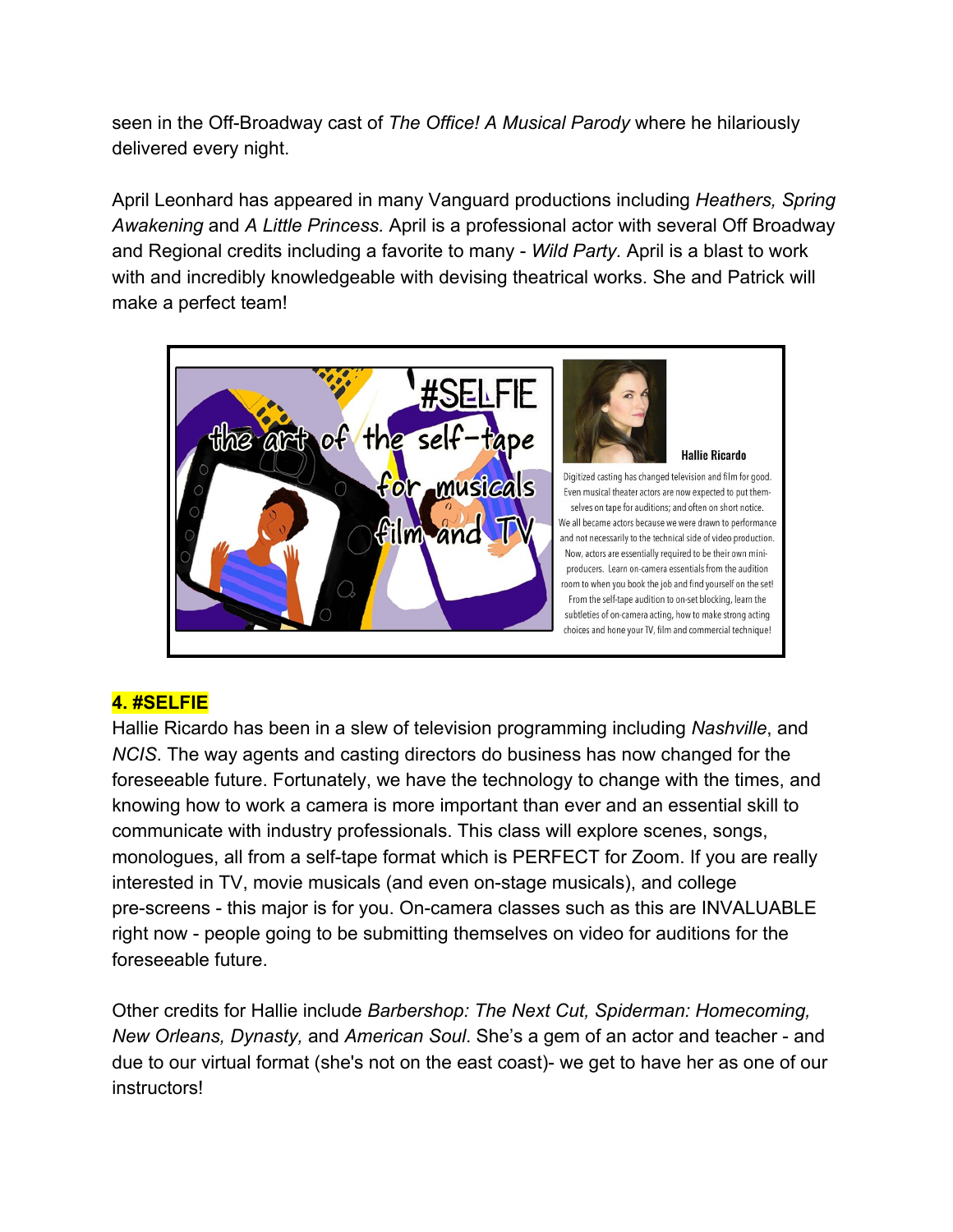seen in the Off-Broadway cast of *The Office! A Musical Parody* where he hilariously delivered every night.

April Leonhard has appeared in many Vanguard productions including *Heathers, Spring Awakening* and *A Little Princess.* April is a professional actor with several Off Broadway and Regional credits including a favorite to many - *Wild Party*. April is a blast to work with and incredibly knowledgeable with devising theatrical works. She and Patrick will make a perfect team!

#SELFIE the art of the self-tape for musicals film and TV

**Hallie Ricardo**

Digitized casting has changed television and film for good. Even musical theater actors are now expected to put themselves on tape for auditions; and often on short notice. We all became actors because we were drawn to performance and not necessarily to the technical side of video production. Now, actors are essentially required to be their own mini-producers. Learn on-camera essentials from the audition room to when you book the job and find yourself on the set! From the self-tape audition to on-set blocking, learn the subtleties of on-camera acting, how to make strong acting choices and hone your TV, film and commercial technique!

**4. #SELFIE**

Hallie Ricardo has been in a slew of television programming including *Nashville*, and *NCIS*. The way agents and casting directors do business has now changed for the foreseeable future. Fortunately, we have the technology to change with the times, and knowing how to work a camera is more important than ever and an essential skill to communicate with industry professionals. This class will explore scenes, songs, monologues, all from a self-tape format which is PERFECT for Zoom. If you are really interested in TV, movie musicals (and even on-stage musicals), and college pre-screens - this major is for you. On-camera classes such as this are INVALUABLE right now - people going to be submitting themselves on video for auditions for the foreseeable future.

Other credits for Hallie include *Barbershop: The Next Cut, Spiderman: Homecoming, New Orleans, Dynasty,* and *American Soul*. She's a gem of an actor and teacher - and due to our virtual format (she's not on the east coast)- we get to have her as one of our instructors!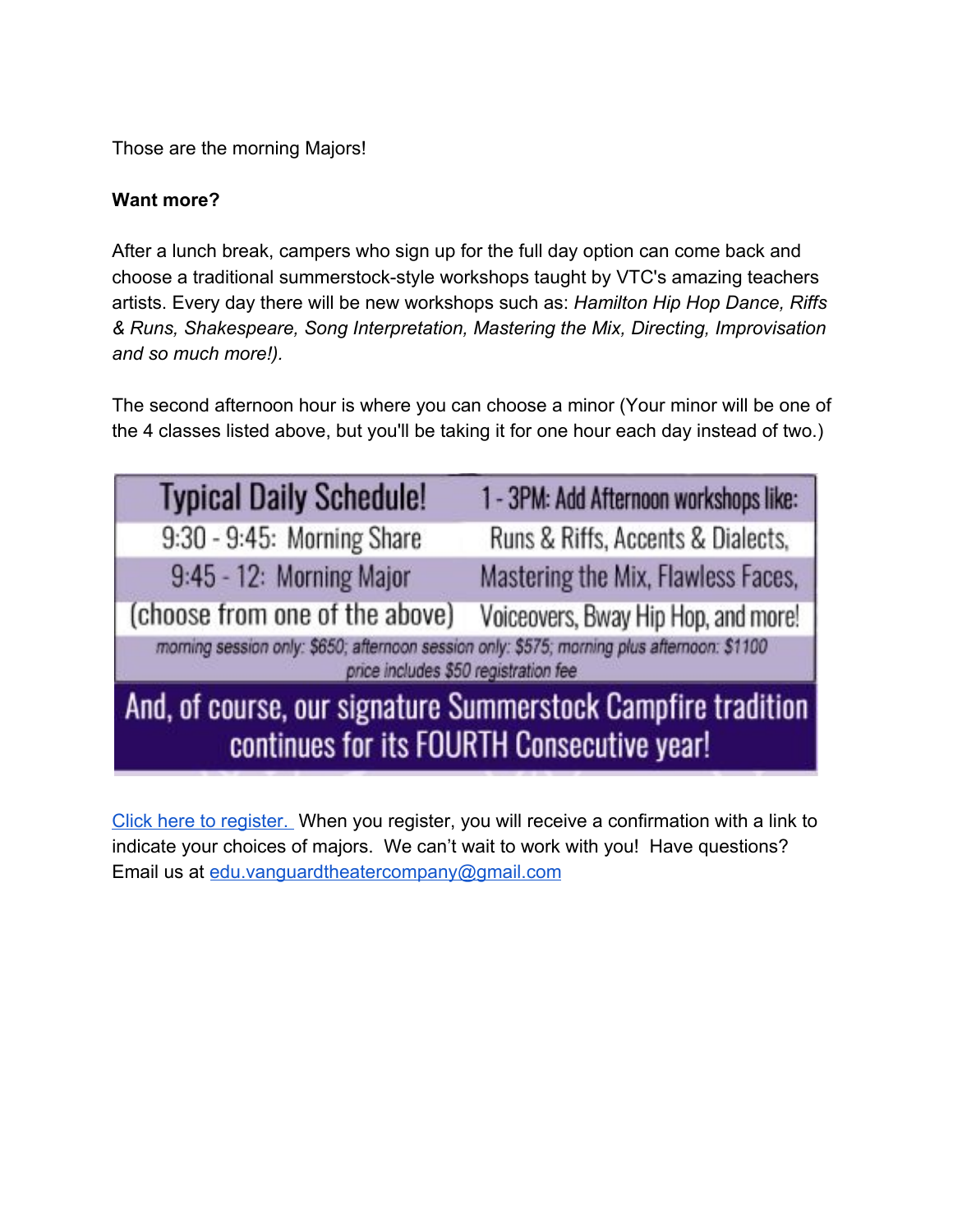Those are the morning Majors!

**Want more?**

After a lunch break, campers who sign up for the full day option can come back and choose a traditional summerstock-style workshops taught by VTC's amazing teachers artists. Every day there will be new workshops such as: *Hamilton Hip Hop Dance, Riffs & Runs, Shakespeare, Song Interpretation, Mastering the Mix, Directing, Improvisation and so much more!).*

The second afternoon hour is where you can choose a minor (Your minor will be one of the 4 classes listed above, but you'll be taking it for one hour each day instead of two.)

| Typical Daily Schedule! | 1 - 3PM: Add Afternoon workshops like: |
|---|---|
| 9:30 - 9:45: Morning Share | Runs & Riffs, Accents & Dialects, |
| 9:45 - 12: Morning Major | Mastering the Mix, Flawless Faces, |
| (choose from one of the above) | Voiceovers, Bway Hip Hop, and more! |

*morning session only: $650; afternoon session only: $575; morning plus afternoon: $1100*
*price includes $50 registration fee*

And, of course, our signature Summerstock Campfire tradition continues for its FOURTH Consecutive year!

Click here to register. When you register, you will receive a confirmation with a link to indicate your choices of majors. We can't wait to work with you! Have questions? Email us at edu.vanguardtheatercompany@gmail.com